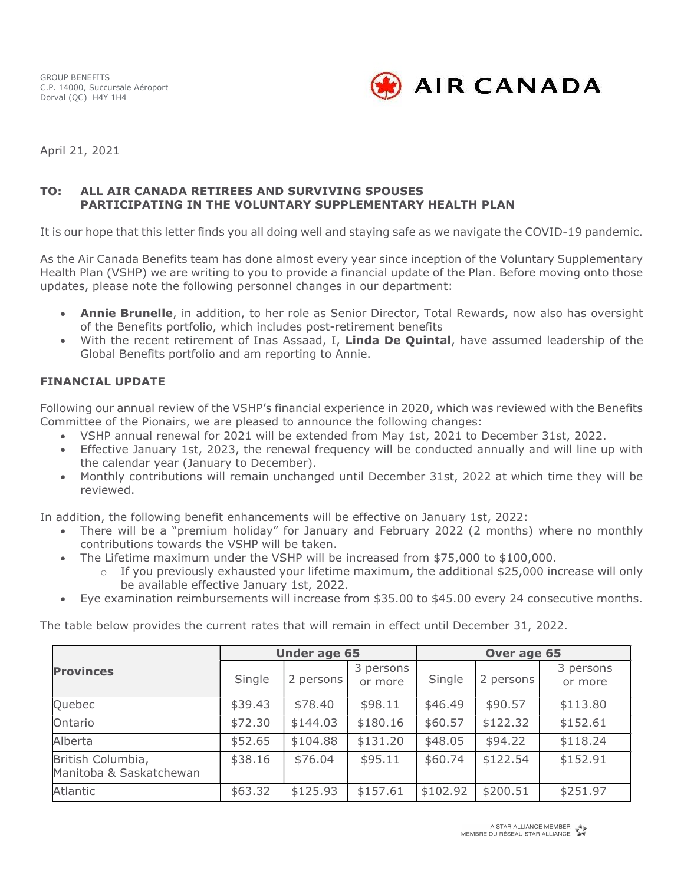GROUP BENEFITS
C.P. 14000, Succursale Aéroport
Dorval (QC) H4Y 1H4

AIR CANADA

April 21, 2021

**TO: ALL AIR CANADA RETIREES AND SURVIVING SPOUSES PARTICIPATING IN THE VOLUNTARY SUPPLEMENTARY HEALTH PLAN**

It is our hope that this letter finds you all doing well and staying safe as we navigate the COVID-19 pandemic.

As the Air Canada Benefits team has done almost every year since inception of the Voluntary Supplementary Health Plan (VSHP) we are writing to you to provide a financial update of the Plan. Before moving onto those updates, please note the following personnel changes in our department:

- **Annie Brunelle**, in addition, to her role as Senior Director, Total Rewards, now also has oversight of the Benefits portfolio, which includes post-retirement benefits
- With the recent retirement of Inas Assaad, I, **Linda De Quintal**, have assumed leadership of the Global Benefits portfolio and am reporting to Annie.

## FINANCIAL UPDATE

Following our annual review of the VSHP's financial experience in 2020, which was reviewed with the Benefits Committee of the Pionairs, we are pleased to announce the following changes:

- VSHP annual renewal for 2021 will be extended from May 1st, 2021 to December 31st, 2022.
- Effective January 1st, 2023, the renewal frequency will be conducted annually and will line up with the calendar year (January to December).
- Monthly contributions will remain unchanged until December 31st, 2022 at which time they will be reviewed.

In addition, the following benefit enhancements will be effective on January 1st, 2022:

- There will be a "premium holiday" for January and February 2022 (2 months) where no monthly contributions towards the VSHP will be taken.
- The Lifetime maximum under the VSHP will be increased from $75,000 to $100,000.
  - If you previously exhausted your lifetime maximum, the additional $25,000 increase will only be available effective January 1st, 2022.
- Eye examination reimbursements will increase from $35.00 to $45.00 every 24 consecutive months.

The table below provides the current rates that will remain in effect until December 31, 2022.

| **Provinces** | **Under age 65** | | | **Over age 65** | | |
|---|---|---|---|---|---|---|
| | Single | 2 persons | 3 persons or more | Single | 2 persons | 3 persons or more |
| Quebec | $39.43 | $78.40 | $98.11 | $46.49 | $90.57 | $113.80 |
| Ontario | $72.30 | $144.03 | $180.16 | $60.57 | $122.32 | $152.61 |
| Alberta | $52.65 | $104.88 | $131.20 | $48.05 | $94.22 | $118.24 |
| British Columbia, Manitoba & Saskatchewan | $38.16 | $76.04 | $95.11 | $60.74 | $122.54 | $152.91 |
| Atlantic | $63.32 | $125.93 | $157.61 | $102.92 | $200.51 | $251.97 |

A STAR ALLIANCE MEMBER
MEMBRE DU RÉSEAU STAR ALLIANCE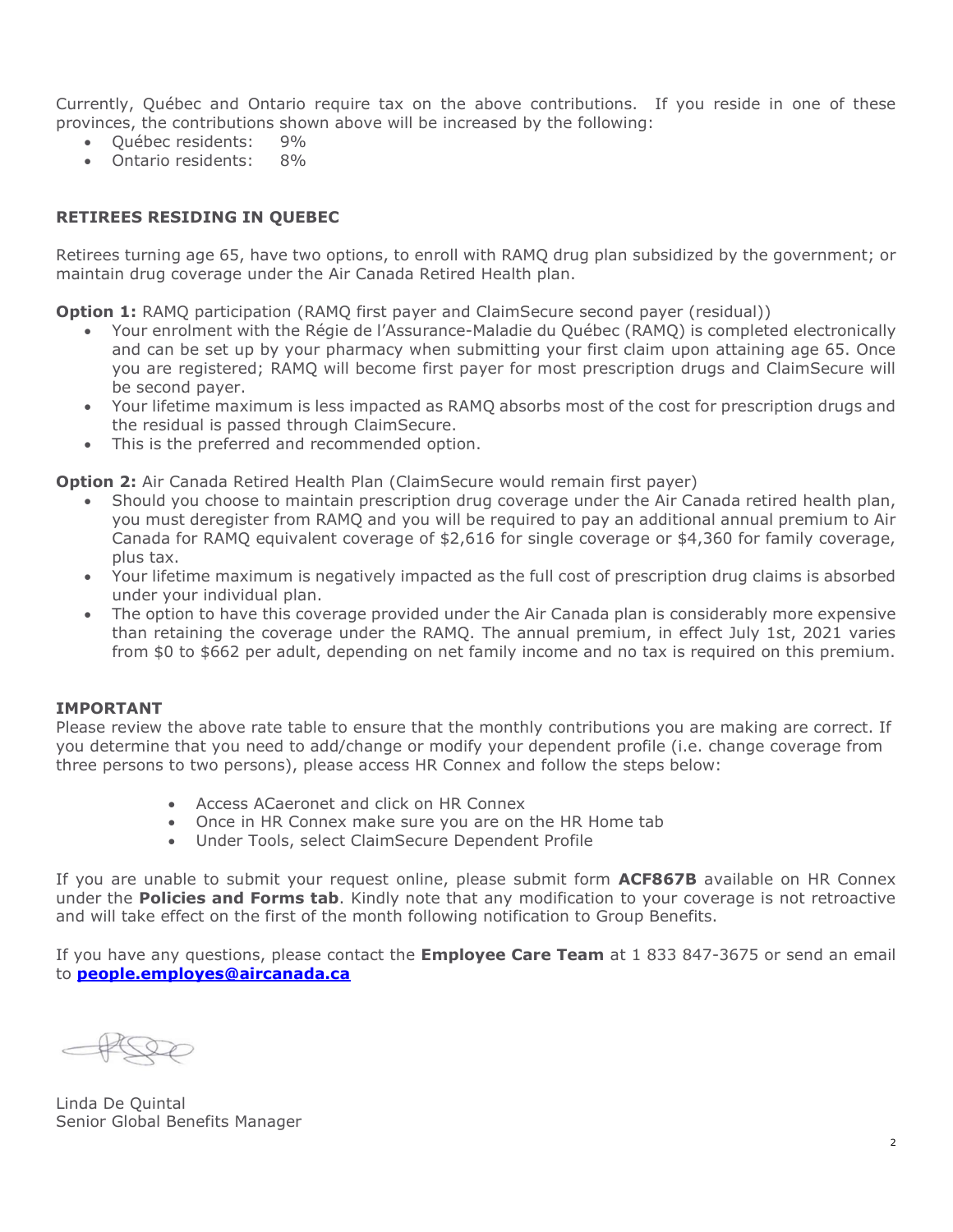Currently, Québec and Ontario require tax on the above contributions. If you reside in one of these provinces, the contributions shown above will be increased by the following:

- Québec residents: 9%
- Ontario residents: 8%

### RETIREES RESIDING IN QUEBEC

Retirees turning age 65, have two options, to enroll with RAMQ drug plan subsidized by the government; or maintain drug coverage under the Air Canada Retired Health plan.

**Option 1:** RAMQ participation (RAMQ first payer and ClaimSecure second payer (residual))

- Your enrolment with the Régie de l'Assurance-Maladie du Québec (RAMQ) is completed electronically and can be set up by your pharmacy when submitting your first claim upon attaining age 65. Once you are registered; RAMQ will become first payer for most prescription drugs and ClaimSecure will be second payer.
- Your lifetime maximum is less impacted as RAMQ absorbs most of the cost for prescription drugs and the residual is passed through ClaimSecure.
- This is the preferred and recommended option.

**Option 2:** Air Canada Retired Health Plan (ClaimSecure would remain first payer)

- Should you choose to maintain prescription drug coverage under the Air Canada retired health plan, you must deregister from RAMQ and you will be required to pay an additional annual premium to Air Canada for RAMQ equivalent coverage of $2,616 for single coverage or $4,360 for family coverage, plus tax.
- Your lifetime maximum is negatively impacted as the full cost of prescription drug claims is absorbed under your individual plan.
- The option to have this coverage provided under the Air Canada plan is considerably more expensive than retaining the coverage under the RAMQ. The annual premium, in effect July 1st, 2021 varies from $0 to $662 per adult, depending on net family income and no tax is required on this premium.

**IMPORTANT**

Please review the above rate table to ensure that the monthly contributions you are making are correct. If you determine that you need to add/change or modify your dependent profile (i.e. change coverage from three persons to two persons), please access HR Connex and follow the steps below:

- Access ACaeronet and click on HR Connex
- Once in HR Connex make sure you are on the HR Home tab
- Under Tools, select ClaimSecure Dependent Profile

If you are unable to submit your request online, please submit form **ACF867B** available on HR Connex under the **Policies and Forms tab**. Kindly note that any modification to your coverage is not retroactive and will take effect on the first of the month following notification to Group Benefits.

If you have any questions, please contact the **Employee Care Team** at 1 833 847-3675 or send an email to **people.employes@aircanada.ca**

Linda De Quintal
Senior Global Benefits Manager